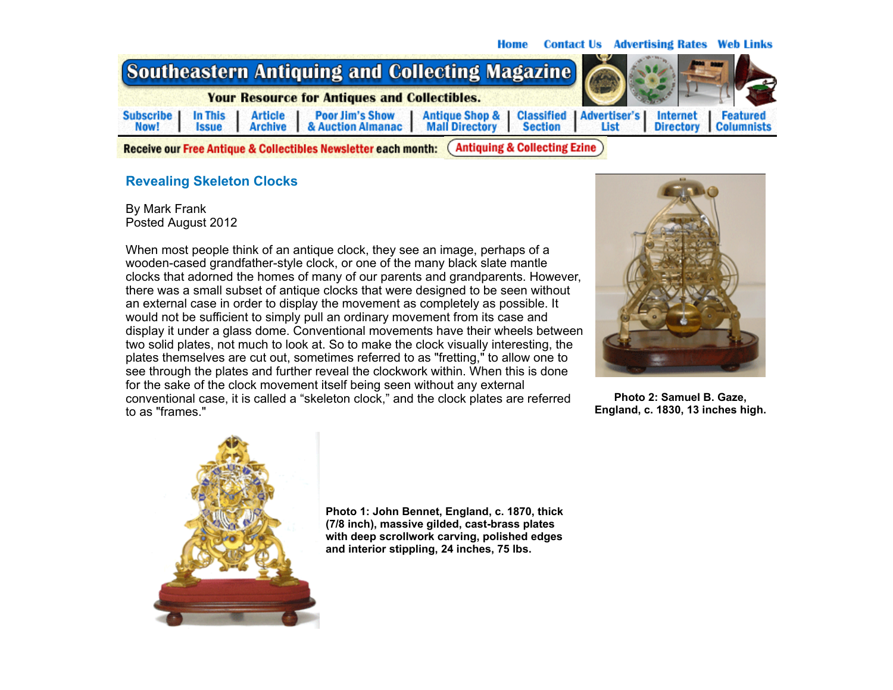Home   Contact Us   Advertising Rates   Web Links

# Southeastern Antiquing and Collecting Magazine

**Your Resource for Antiques and Collectibles.**

Subscribe Now! | In This Issue | Article Archive | Poor Jim's Show & Auction Almanac | Antique Shop & Mall Directory | Classified Section | Advertiser's List | Internet Directory | Featured Columnists

Receive our Free Antique & Collectibles Newsletter each month: Antiquing & Collecting Ezine

## Revealing Skeleton Clocks

By Mark Frank
Posted August 2012

When most people think of an antique clock, they see an image, perhaps of a wooden-cased grandfather-style clock, or one of the many black slate mantle clocks that adorned the homes of many of our parents and grandparents. However, there was a small subset of antique clocks that were designed to be seen without an external case in order to display the movement as completely as possible. It would not be sufficient to simply pull an ordinary movement from its case and display it under a glass dome. Conventional movements have their wheels between two solid plates, not much to look at. So to make the clock visually interesting, the plates themselves are cut out, sometimes referred to as "fretting," to allow one to see through the plates and further reveal the clockwork within. When this is done for the sake of the clock movement itself being seen without any external conventional case, it is called a “skeleton clock,” and the clock plates are referred to as "frames."

**Photo 2: Samuel B. Gaze, England, c. 1830, 13 inches high.**

**Photo 1: John Bennet, England, c. 1870, thick (7/8 inch), massive gilded, cast-brass plates with deep scrollwork carving, polished edges and interior stippling, 24 inches, 75 lbs.**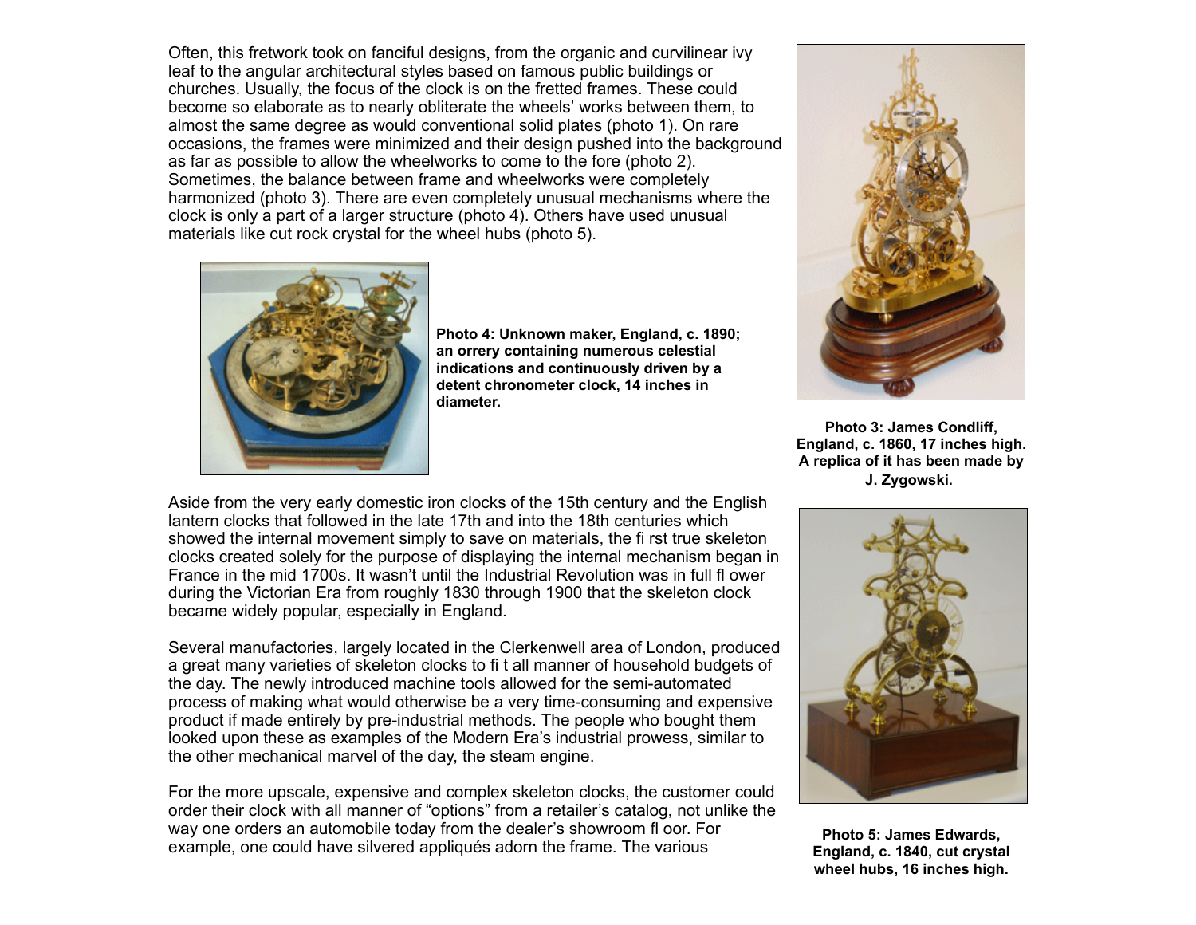Often, this fretwork took on fanciful designs, from the organic and curvilinear ivy leaf to the angular architectural styles based on famous public buildings or churches. Usually, the focus of the clock is on the fretted frames. These could become so elaborate as to nearly obliterate the wheels' works between them, to almost the same degree as would conventional solid plates (photo 1). On rare occasions, the frames were minimized and their design pushed into the background as far as possible to allow the wheelworks to come to the fore (photo 2). Sometimes, the balance between frame and wheelworks were completely harmonized (photo 3). There are even completely unusual mechanisms where the clock is only a part of a larger structure (photo 4). Others have used unusual materials like cut rock crystal for the wheel hubs (photo 5).

**Photo 4: Unknown maker, England, c. 1890; an orrery containing numerous celestial indications and continuously driven by a detent chronometer clock, 14 inches in diameter.**

**Photo 3: James Condliff, England, c. 1860, 17 inches high. A replica of it has been made by J. Zygowski.**

Aside from the very early domestic iron clocks of the 15th century and the English lantern clocks that followed in the late 17th and into the 18th centuries which showed the internal movement simply to save on materials, the fi rst true skeleton clocks created solely for the purpose of displaying the internal mechanism began in France in the mid 1700s. It wasn't until the Industrial Revolution was in full fl ower during the Victorian Era from roughly 1830 through 1900 that the skeleton clock became widely popular, especially in England.

Several manufactories, largely located in the Clerkenwell area of London, produced a great many varieties of skeleton clocks to fi t all manner of household budgets of the day. The newly introduced machine tools allowed for the semi-automated process of making what would otherwise be a very time-consuming and expensive product if made entirely by pre-industrial methods. The people who bought them looked upon these as examples of the Modern Era's industrial prowess, similar to the other mechanical marvel of the day, the steam engine.

For the more upscale, expensive and complex skeleton clocks, the customer could order their clock with all manner of "options" from a retailer's catalog, not unlike the way one orders an automobile today from the dealer's showroom fl oor. For example, one could have silvered appliqués adorn the frame. The various

**Photo 5: James Edwards, England, c. 1840, cut crystal wheel hubs, 16 inches high.**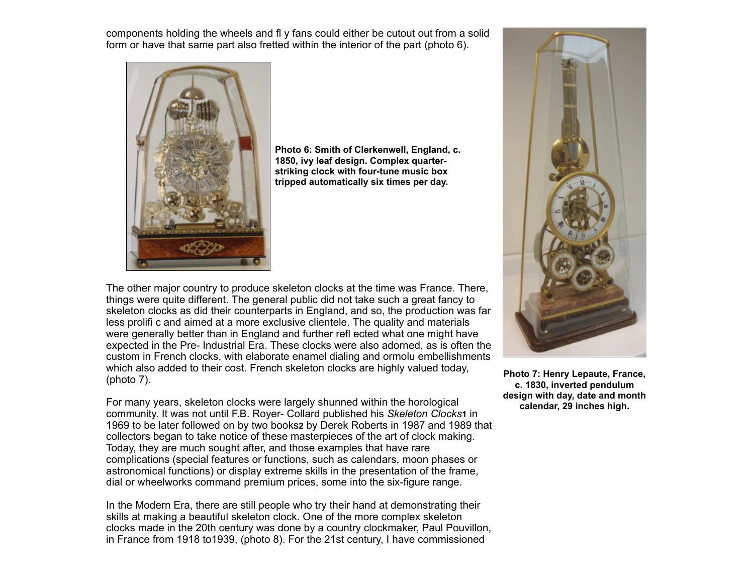components holding the wheels and fl y fans could either be cutout out from a solid form or have that same part also fretted within the interior of the part (photo 6).

**Photo 6: Smith of Clerkenwell, England, c. 1850, ivy leaf design. Complex quarter-striking clock with four-tune music box tripped automatically six times per day.**

The other major country to produce skeleton clocks at the time was France. There, things were quite different. The general public did not take such a great fancy to skeleton clocks as did their counterparts in England, and so, the production was far less prolifi c and aimed at a more exclusive clientele. The quality and materials were generally better than in England and further refl ected what one might have expected in the Pre- Industrial Era. These clocks were also adorned, as is often the custom in French clocks, with elaborate enamel dialing and ormolu embellishments which also added to their cost. French skeleton clocks are highly valued today, (photo 7).

**Photo 7: Henry Lepaute, France, c. 1830, inverted pendulum design with day, date and month calendar, 29 inches high.**

For many years, skeleton clocks were largely shunned within the horological community. It was not until F.B. Royer- Collard published his *Skeleton Clocks*[1] in 1969 to be later followed on by two books[2] by Derek Roberts in 1987 and 1989 that collectors began to take notice of these masterpieces of the art of clock making. Today, they are much sought after, and those examples that have rare complications (special features or functions, such as calendars, moon phases or astronomical functions) or display extreme skills in the presentation of the frame, dial or wheelworks command premium prices, some into the six-figure range.

In the Modern Era, there are still people who try their hand at demonstrating their skills at making a beautiful skeleton clock. One of the more complex skeleton clocks made in the 20th century was done by a country clockmaker, Paul Pouvillon, in France from 1918 to1939, (photo 8). For the 21st century, I have commissioned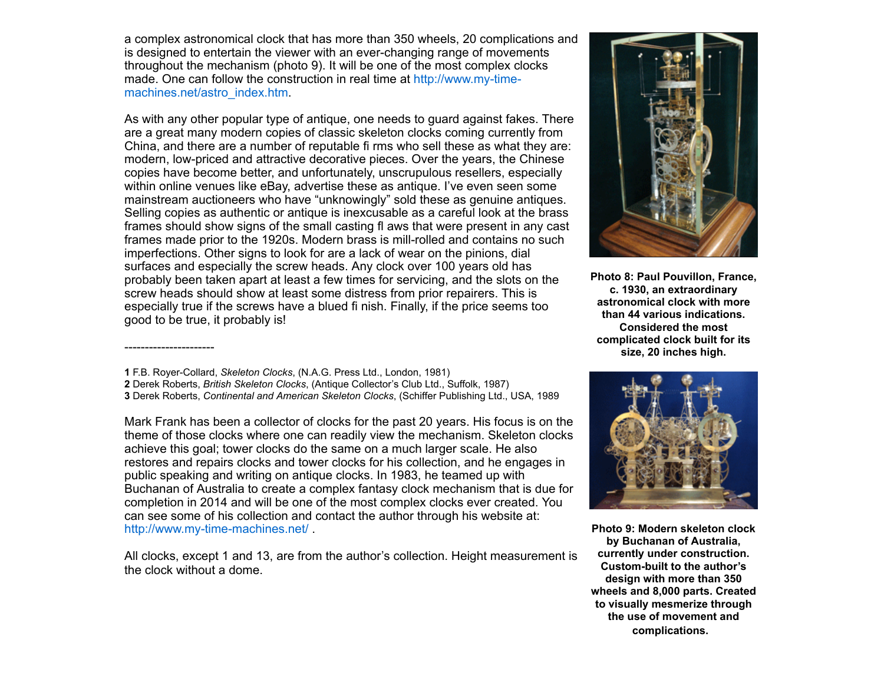a complex astronomical clock that has more than 350 wheels, 20 complications and is designed to entertain the viewer with an ever-changing range of movements throughout the mechanism (photo 9). It will be one of the most complex clocks made. One can follow the construction in real time at http://www.my-time-machines.net/astro_index.htm.

As with any other popular type of antique, one needs to guard against fakes. There are a great many modern copies of classic skeleton clocks coming currently from China, and there are a number of reputable fi rms who sell these as what they are: modern, low-priced and attractive decorative pieces. Over the years, the Chinese copies have become better, and unfortunately, unscrupulous resellers, especially within online venues like eBay, advertise these as antique. I've even seen some mainstream auctioneers who have "unknowingly" sold these as genuine antiques. Selling copies as authentic or antique is inexcusable as a careful look at the brass frames should show signs of the small casting fl aws that were present in any cast frames made prior to the 1920s. Modern brass is mill-rolled and contains no such imperfections. Other signs to look for are a lack of wear on the pinions, dial surfaces and especially the screw heads. Any clock over 100 years old has probably been taken apart at least a few times for servicing, and the slots on the screw heads should show at least some distress from prior repairers. This is especially true if the screws have a blued fi nish. Finally, if the price seems too good to be true, it probably is!

----------------------

**1** F.B. Royer-Collard, *Skeleton Clocks*, (N.A.G. Press Ltd., London, 1981)
**2** Derek Roberts, *British Skeleton Clocks*, (Antique Collector's Club Ltd., Suffolk, 1987)
**3** Derek Roberts, *Continental and American Skeleton Clocks*, (Schiffer Publishing Ltd., USA, 1989

Mark Frank has been a collector of clocks for the past 20 years. His focus is on the theme of those clocks where one can readily view the mechanism. Skeleton clocks achieve this goal; tower clocks do the same on a much larger scale. He also restores and repairs clocks and tower clocks for his collection, and he engages in public speaking and writing on antique clocks. In 1983, he teamed up with Buchanan of Australia to create a complex fantasy clock mechanism that is due for completion in 2014 and will be one of the most complex clocks ever created. You can see some of his collection and contact the author through his website at: http://www.my-time-machines.net/ .

All clocks, except 1 and 13, are from the author's collection. Height measurement is the clock without a dome.

**Photo 8: Paul Pouvillon, France, c. 1930, an extraordinary astronomical clock with more than 44 various indications. Considered the most complicated clock built for its size, 20 inches high.**

**Photo 9: Modern skeleton clock by Buchanan of Australia, currently under construction. Custom-built to the author's design with more than 350 wheels and 8,000 parts. Created to visually mesmerize through the use of movement and complications.**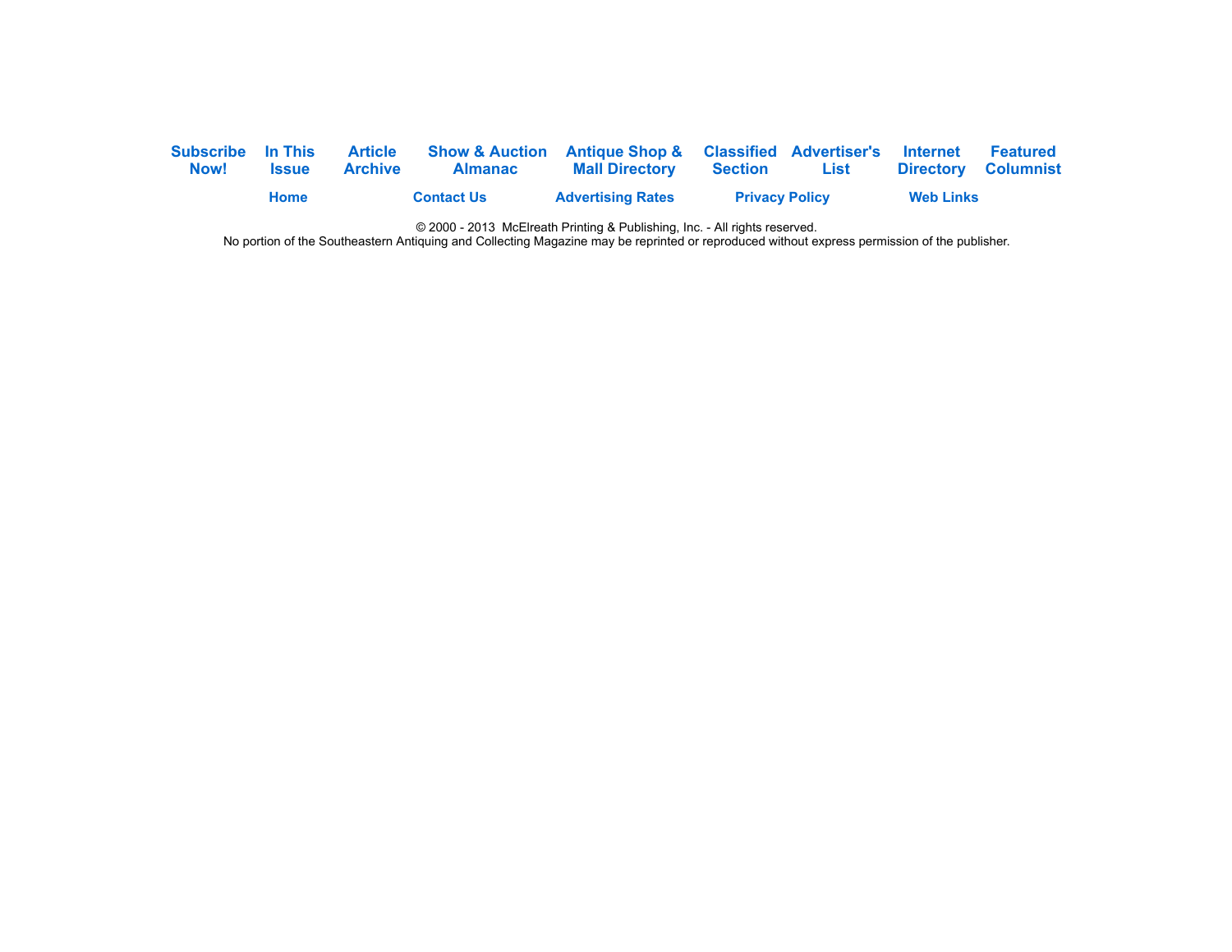**Subscribe Now!** | **In This Issue** | **Article Archive** | **Show & Auction Almanac** | **Antique Shop & Mall Directory** | **Classified Section** | **Advertiser's List** | **Internet Directory** | **Featured Columnist**

**Home** | **Contact Us** | **Advertising Rates** | **Privacy Policy** | **Web Links**

© 2000 - 2013 McElreath Printing & Publishing, Inc. - All rights reserved.
No portion of the Southeastern Antiquing and Collecting Magazine may be reprinted or reproduced without express permission of the publisher.